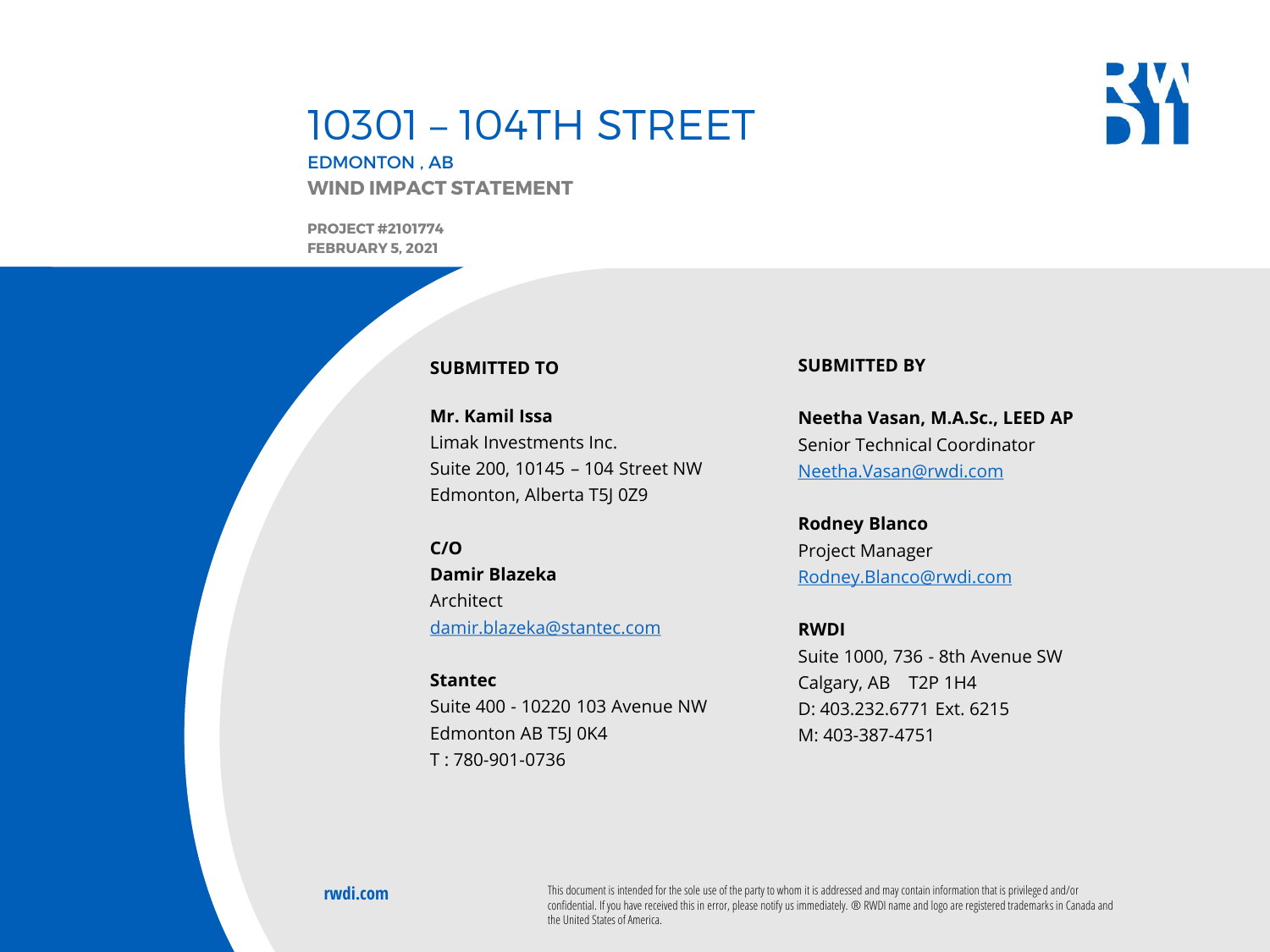# 10301 – 104TH STREET

EDMONTON , AB

**WIND IMPACT STATEMENT**

**PROJECT #2101774**
**FEBRUARY 5, 2021**

**SUBMITTED TO**

**Mr. Kamil Issa**
Limak Investments Inc.
Suite 200, 10145 – 104 Street NW
Edmonton, Alberta T5J 0Z9

**C/O**
**Damir Blazeka**
Architect
damir.blazeka@stantec.com

**Stantec**
Suite 400 - 10220 103 Avenue NW
Edmonton AB T5J 0K4
T : 780-901-0736

**SUBMITTED BY**

**Neetha Vasan, M.A.Sc., LEED AP**
Senior Technical Coordinator
Neetha.Vasan@rwdi.com

**Rodney Blanco**
Project Manager
Rodney.Blanco@rwdi.com

**RWDI**
Suite 1000, 736 - 8th Avenue SW
Calgary, AB T2P 1H4
D: 403.232.6771 Ext. 6215
M: 403-387-4751

**rwdi.com**

This document is intended for the sole use of the party to whom it is addressed and may contain information that is privileged and/or confidential. If you have received this in error, please notify us immediately. ® RWDI name and logo are registered trademarks in Canada and the United States of America.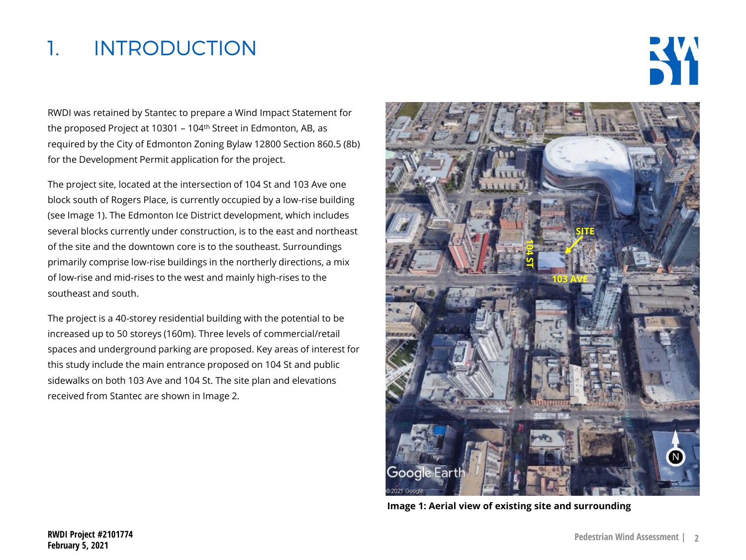# 1. INTRODUCTION

RWDI was retained by Stantec to prepare a Wind Impact Statement for the proposed Project at 10301 – 104th Street in Edmonton, AB, as required by the City of Edmonton Zoning Bylaw 12800 Section 860.5 (8b) for the Development Permit application for the project.

The project site, located at the intersection of 104 St and 103 Ave one block south of Rogers Place, is currently occupied by a low-rise building (see Image 1). The Edmonton Ice District development, which includes several blocks currently under construction, is to the east and northeast of the site and the downtown core is to the southeast. Surroundings primarily comprise low-rise buildings in the northerly directions, a mix of low-rise and mid-rises to the west and mainly high-rises to the southeast and south.

The project is a 40-storey residential building with the potential to be increased up to 50 storeys (160m). Three levels of commercial/retail spaces and underground parking are proposed. Key areas of interest for this study include the main entrance proposed on 104 St and public sidewalks on both 103 Ave and 104 St. The site plan and elevations received from Stantec are shown in Image 2.

**Image 1: Aerial view of existing site and surrounding**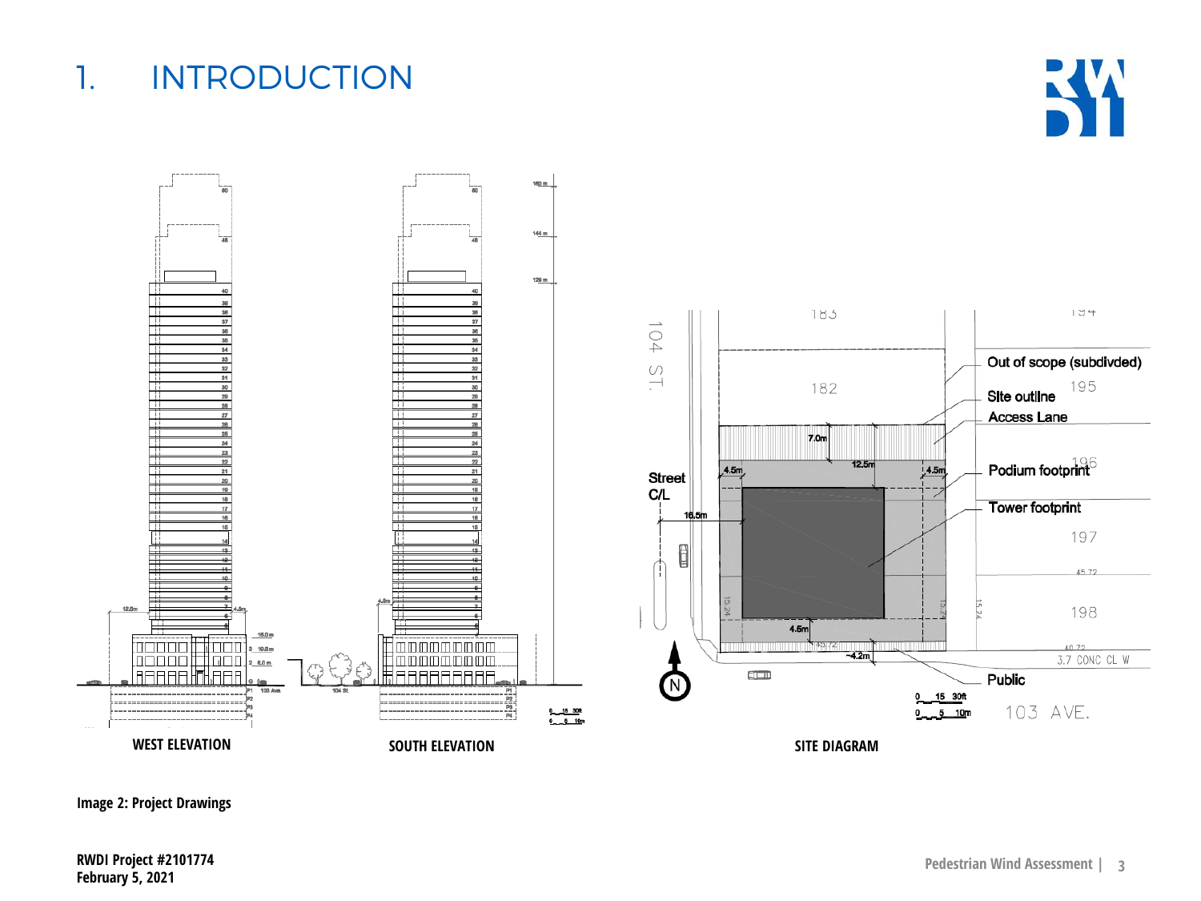# 1. INTRODUCTION

WEST ELEVATION

SOUTH ELEVATION

SITE DIAGRAM

**Image 2: Project Drawings**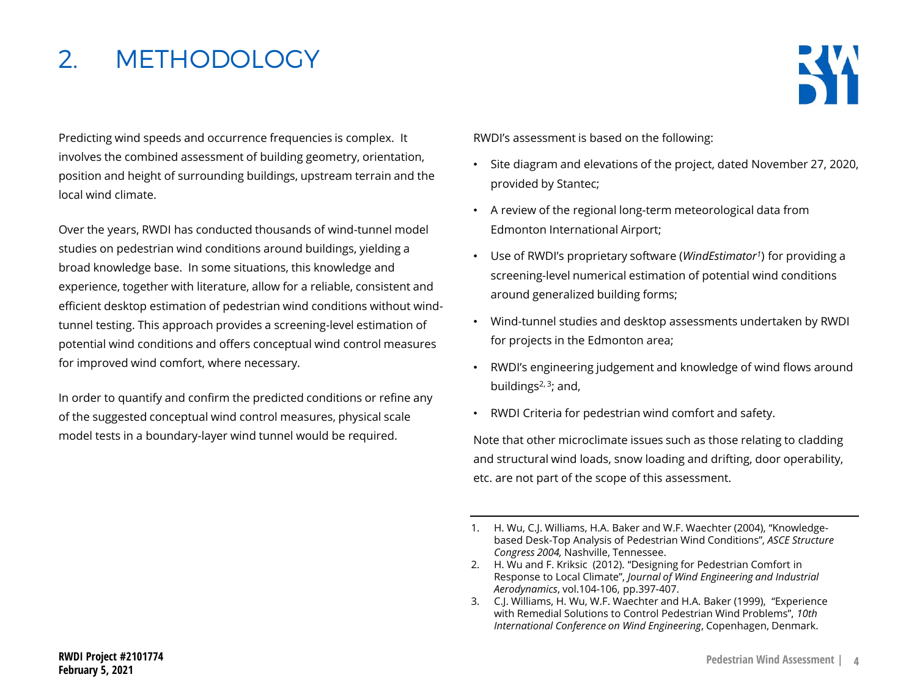# 2. METHODOLOGY

Predicting wind speeds and occurrence frequencies is complex. It involves the combined assessment of building geometry, orientation, position and height of surrounding buildings, upstream terrain and the local wind climate.

Over the years, RWDI has conducted thousands of wind-tunnel model studies on pedestrian wind conditions around buildings, yielding a broad knowledge base. In some situations, this knowledge and experience, together with literature, allow for a reliable, consistent and efficient desktop estimation of pedestrian wind conditions without wind-tunnel testing. This approach provides a screening-level estimation of potential wind conditions and offers conceptual wind control measures for improved wind comfort, where necessary.

In order to quantify and confirm the predicted conditions or refine any of the suggested conceptual wind control measures, physical scale model tests in a boundary-layer wind tunnel would be required.

RWDI's assessment is based on the following:

- Site diagram and elevations of the project, dated November 27, 2020, provided by Stantec;
- A review of the regional long-term meteorological data from Edmonton International Airport;
- Use of RWDI's proprietary software (*WindEstimator*[1]) for providing a screening-level numerical estimation of potential wind conditions around generalized building forms;
- Wind-tunnel studies and desktop assessments undertaken by RWDI for projects in the Edmonton area;
- RWDI's engineering judgement and knowledge of wind flows around buildings[2, 3]; and,
- RWDI Criteria for pedestrian wind comfort and safety.

Note that other microclimate issues such as those relating to cladding and structural wind loads, snow loading and drifting, door operability, etc. are not part of the scope of this assessment.

---

1. H. Wu, C.J. Williams, H.A. Baker and W.F. Waechter (2004), "Knowledge-based Desk-Top Analysis of Pedestrian Wind Conditions", *ASCE Structure Congress 2004,* Nashville, Tennessee.
2. H. Wu and F. Kriksic (2012). "Designing for Pedestrian Comfort in Response to Local Climate", *Journal of Wind Engineering and Industrial Aerodynamics*, vol.104-106, pp.397-407.
3. C.J. Williams, H. Wu, W.F. Waechter and H.A. Baker (1999), "Experience with Remedial Solutions to Control Pedestrian Wind Problems", *10th International Conference on Wind Engineering*, Copenhagen, Denmark.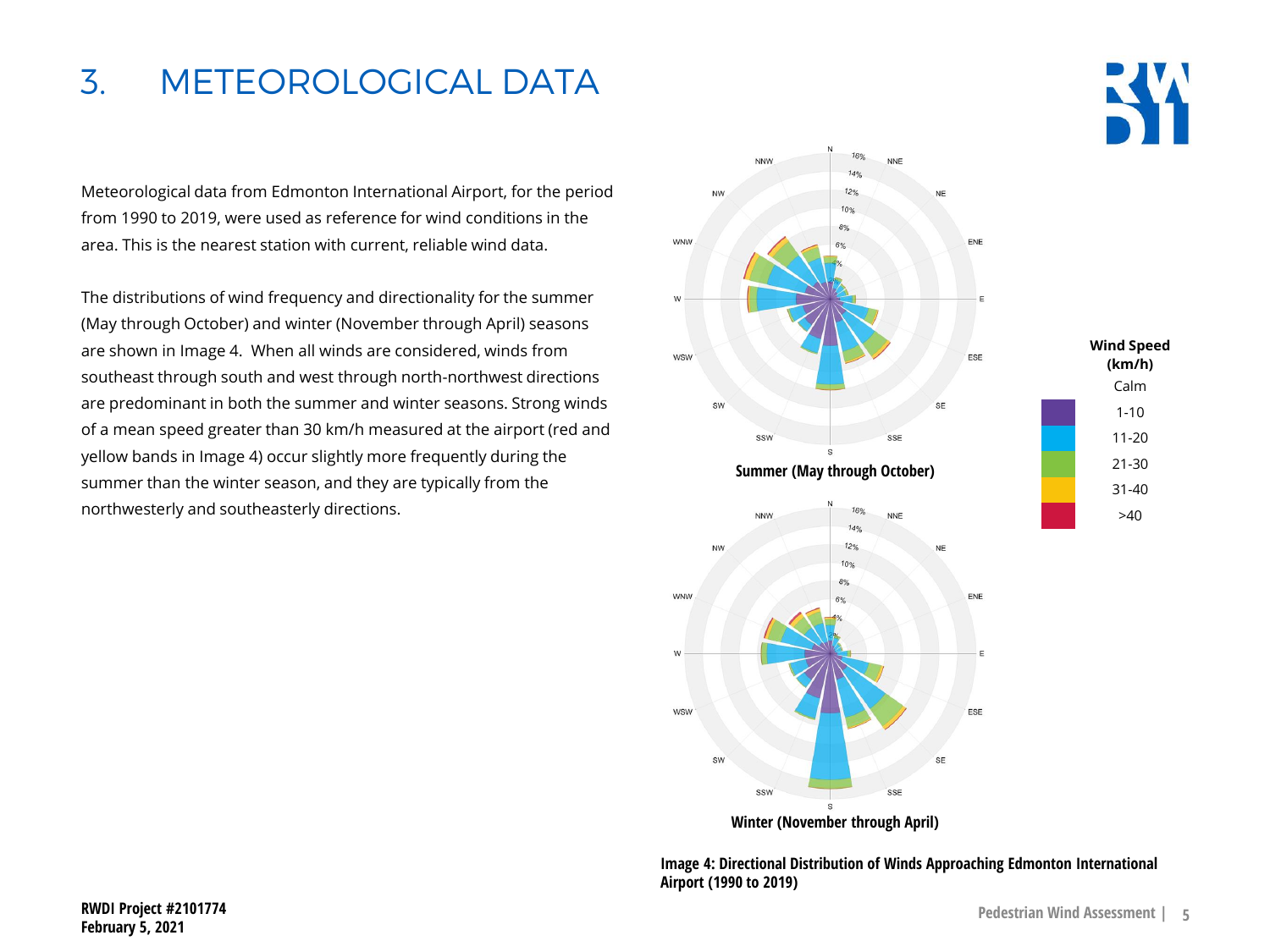# 3. METEOROLOGICAL DATA

Meteorological data from Edmonton International Airport, for the period from 1990 to 2019, were used as reference for wind conditions in the area. This is the nearest station with current, reliable wind data.

The distributions of wind frequency and directionality for the summer (May through October) and winter (November through April) seasons are shown in Image 4. When all winds are considered, winds from southeast through south and west through north-northwest directions are predominant in both the summer and winter seasons. Strong winds of a mean speed greater than 30 km/h measured at the airport (red and yellow bands in Image 4) occur slightly more frequently during the summer than the winter season, and they are typically from the northwesterly and southeasterly directions.

Summer (May through October)

Winter (November through April)

| Wind Speed (km/h) |
| --- |
| Calm |
| 1-10 |
| 11-20 |
| 21-30 |
| 31-40 |
| >40 |

**Image 4: Directional Distribution of Winds Approaching Edmonton International Airport (1990 to 2019)**

**RWDI Project #2101774**
**February 5, 2021**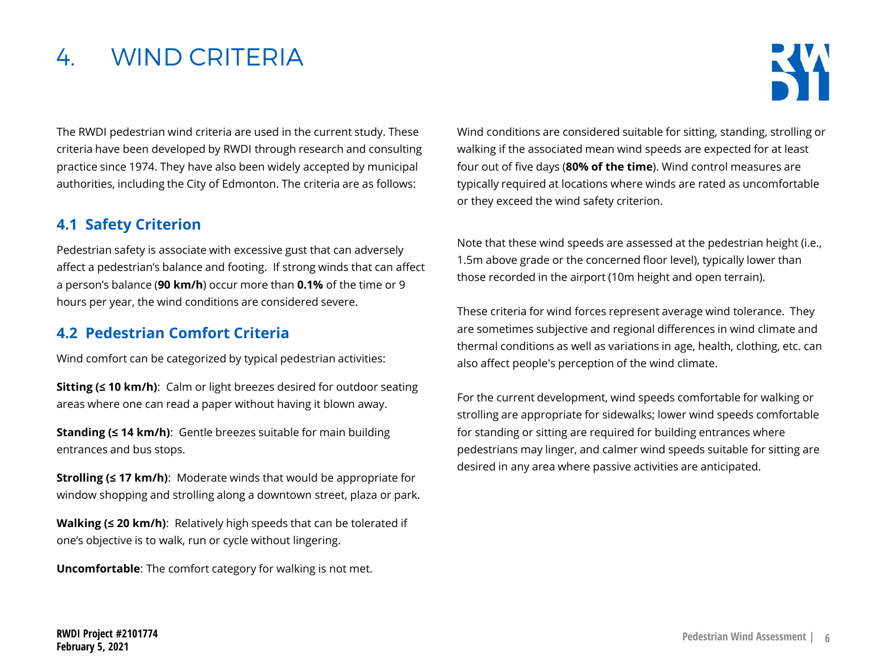# 4. WIND CRITERIA

The RWDI pedestrian wind criteria are used in the current study. These criteria have been developed by RWDI through research and consulting practice since 1974. They have also been widely accepted by municipal authorities, including the City of Edmonton. The criteria are as follows:

## 4.1 Safety Criterion

Pedestrian safety is associate with excessive gust that can adversely affect a pedestrian's balance and footing. If strong winds that can affect a person's balance (**90 km/h**) occur more than **0.1%** of the time or 9 hours per year, the wind conditions are considered severe.

## 4.2 Pedestrian Comfort Criteria

Wind comfort can be categorized by typical pedestrian activities:

**Sitting (≤ 10 km/h)**: Calm or light breezes desired for outdoor seating areas where one can read a paper without having it blown away.

**Standing (≤ 14 km/h)**: Gentle breezes suitable for main building entrances and bus stops.

**Strolling (≤ 17 km/h)**: Moderate winds that would be appropriate for window shopping and strolling along a downtown street, plaza or park.

**Walking (≤ 20 km/h)**: Relatively high speeds that can be tolerated if one's objective is to walk, run or cycle without lingering.

**Uncomfortable**: The comfort category for walking is not met.

Wind conditions are considered suitable for sitting, standing, strolling or walking if the associated mean wind speeds are expected for at least four out of five days (**80% of the time**). Wind control measures are typically required at locations where winds are rated as uncomfortable or they exceed the wind safety criterion.

Note that these wind speeds are assessed at the pedestrian height (i.e., 1.5m above grade or the concerned floor level), typically lower than those recorded in the airport (10m height and open terrain).

These criteria for wind forces represent average wind tolerance. They are sometimes subjective and regional differences in wind climate and thermal conditions as well as variations in age, health, clothing, etc. can also affect people's perception of the wind climate.

For the current development, wind speeds comfortable for walking or strolling are appropriate for sidewalks; lower wind speeds comfortable for standing or sitting are required for building entrances where pedestrians may linger, and calmer wind speeds suitable for sitting are desired in any area where passive activities are anticipated.

**RWDI Project #2101774**
**February 5, 2021**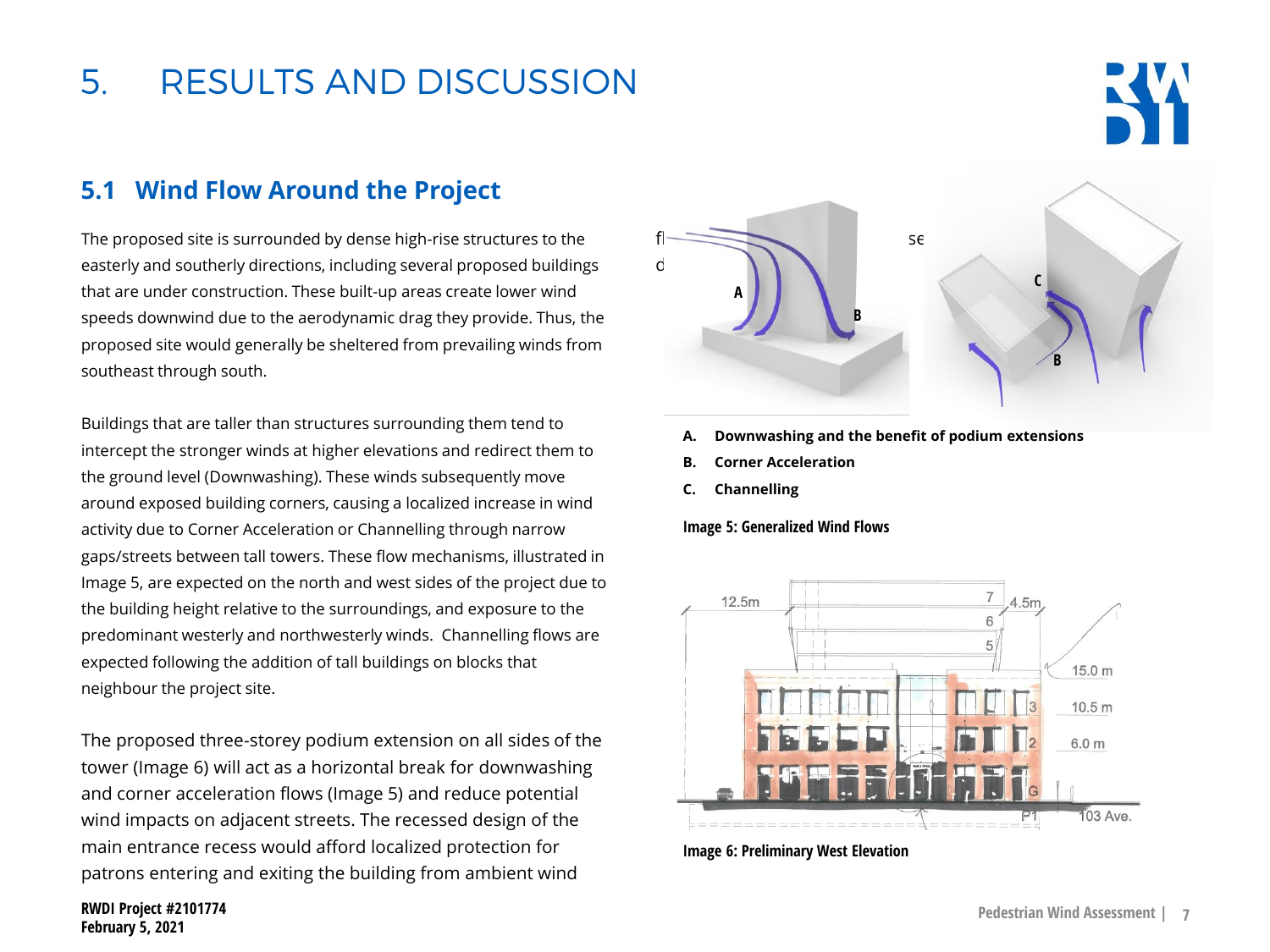# 5. RESULTS AND DISCUSSION

## 5.1 Wind Flow Around the Project

The proposed site is surrounded by dense high-rise structures to the easterly and southerly directions, including several proposed buildings that are under construction. These built-up areas create lower wind speeds downwind due to the aerodynamic drag they provide. Thus, the proposed site would generally be sheltered from prevailing winds from southeast through south.

Buildings that are taller than structures surrounding them tend to intercept the stronger winds at higher elevations and redirect them to the ground level (Downwashing). These winds subsequently move around exposed building corners, causing a localized increase in wind activity due to Corner Acceleration or Channelling through narrow gaps/streets between tall towers. These flow mechanisms, illustrated in Image 5, are expected on the north and west sides of the project due to the building height relative to the surroundings, and exposure to the predominant westerly and northwesterly winds. Channelling flows are expected following the addition of tall buildings on blocks that neighbour the project site.

The proposed three-storey podium extension on all sides of the tower (Image 6) will act as a horizontal break for downwashing and corner acceleration flows (Image 5) and reduce potential wind impacts on adjacent streets. The recessed design of the main entrance recess would afford localized protection for patrons entering and exiting the building from ambient wind

**A. Downwashing and the benefit of podium extensions**

**B. Corner Acceleration**

**C. Channelling**

**Image 5: Generalized Wind Flows**

**Image 6: Preliminary West Elevation**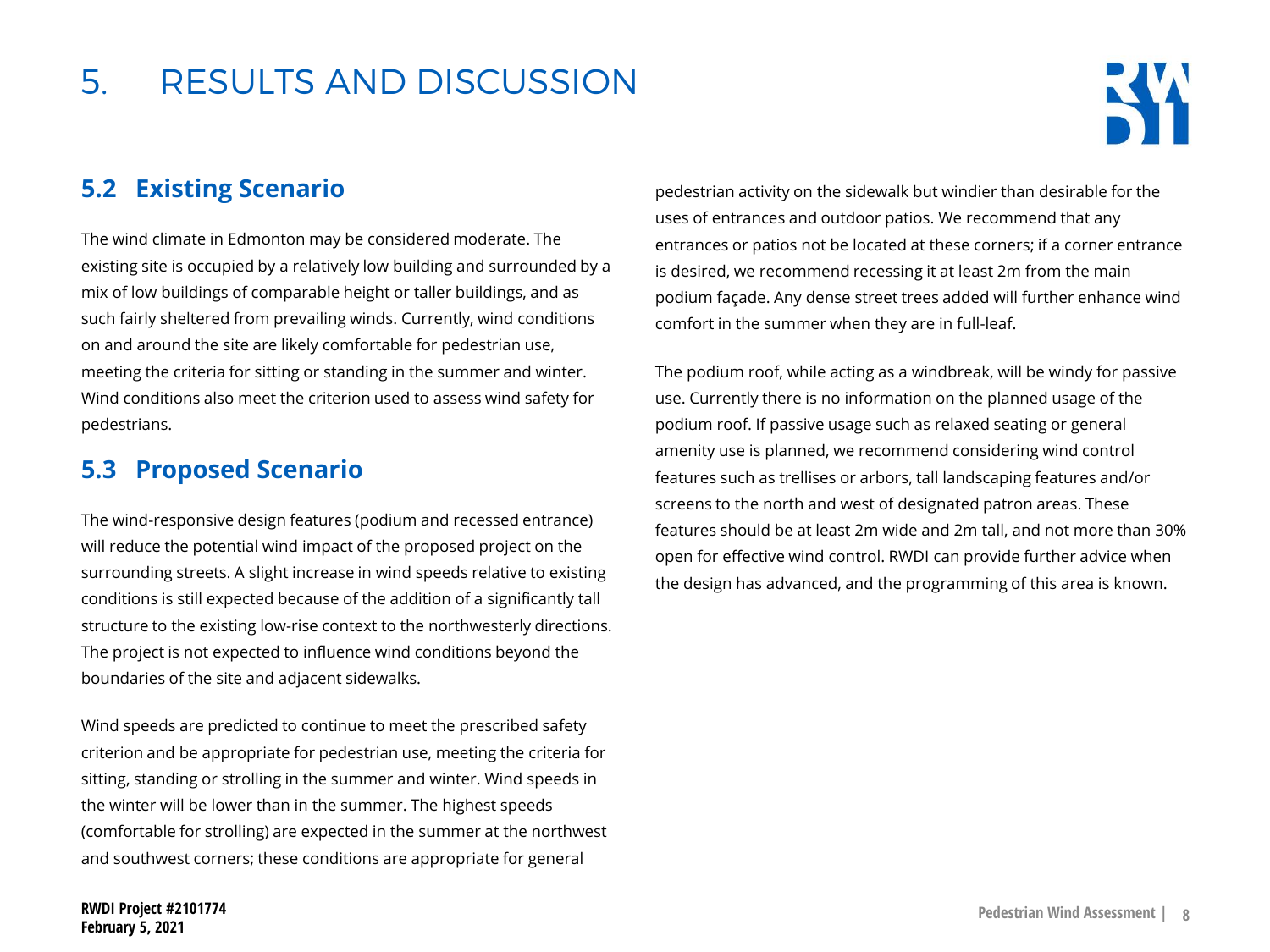# 5. RESULTS AND DISCUSSION

## 5.2 Existing Scenario

The wind climate in Edmonton may be considered moderate. The existing site is occupied by a relatively low building and surrounded by a mix of low buildings of comparable height or taller buildings, and as such fairly sheltered from prevailing winds. Currently, wind conditions on and around the site are likely comfortable for pedestrian use, meeting the criteria for sitting or standing in the summer and winter. Wind conditions also meet the criterion used to assess wind safety for pedestrians.

## 5.3 Proposed Scenario

The wind-responsive design features (podium and recessed entrance) will reduce the potential wind impact of the proposed project on the surrounding streets. A slight increase in wind speeds relative to existing conditions is still expected because of the addition of a significantly tall structure to the existing low-rise context to the northwesterly directions. The project is not expected to influence wind conditions beyond the boundaries of the site and adjacent sidewalks.

Wind speeds are predicted to continue to meet the prescribed safety criterion and be appropriate for pedestrian use, meeting the criteria for sitting, standing or strolling in the summer and winter. Wind speeds in the winter will be lower than in the summer. The highest speeds (comfortable for strolling) are expected in the summer at the northwest and southwest corners; these conditions are appropriate for general pedestrian activity on the sidewalk but windier than desirable for the uses of entrances and outdoor patios. We recommend that any entrances or patios not be located at these corners; if a corner entrance is desired, we recommend recessing it at least 2m from the main podium façade. Any dense street trees added will further enhance wind comfort in the summer when they are in full-leaf.

The podium roof, while acting as a windbreak, will be windy for passive use. Currently there is no information on the planned usage of the podium roof. If passive usage such as relaxed seating or general amenity use is planned, we recommend considering wind control features such as trellises or arbors, tall landscaping features and/or screens to the north and west of designated patron areas. These features should be at least 2m wide and 2m tall, and not more than 30% open for effective wind control. RWDI can provide further advice when the design has advanced, and the programming of this area is known.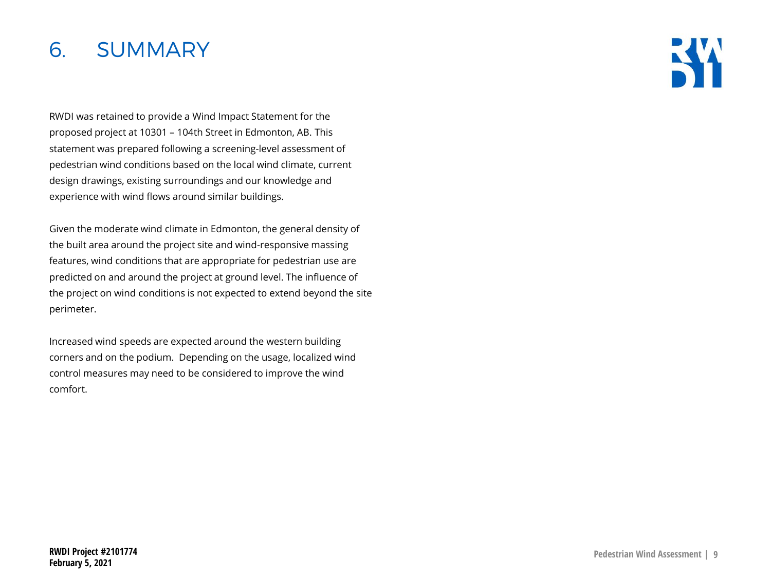# 6. SUMMARY

RWDI was retained to provide a Wind Impact Statement for the proposed project at 10301 – 104th Street in Edmonton, AB. This statement was prepared following a screening-level assessment of pedestrian wind conditions based on the local wind climate, current design drawings, existing surroundings and our knowledge and experience with wind flows around similar buildings.

Given the moderate wind climate in Edmonton, the general density of the built area around the project site and wind-responsive massing features, wind conditions that are appropriate for pedestrian use are predicted on and around the project at ground level. The influence of the project on wind conditions is not expected to extend beyond the site perimeter.

Increased wind speeds are expected around the western building corners and on the podium. Depending on the usage, localized wind control measures may need to be considered to improve the wind comfort.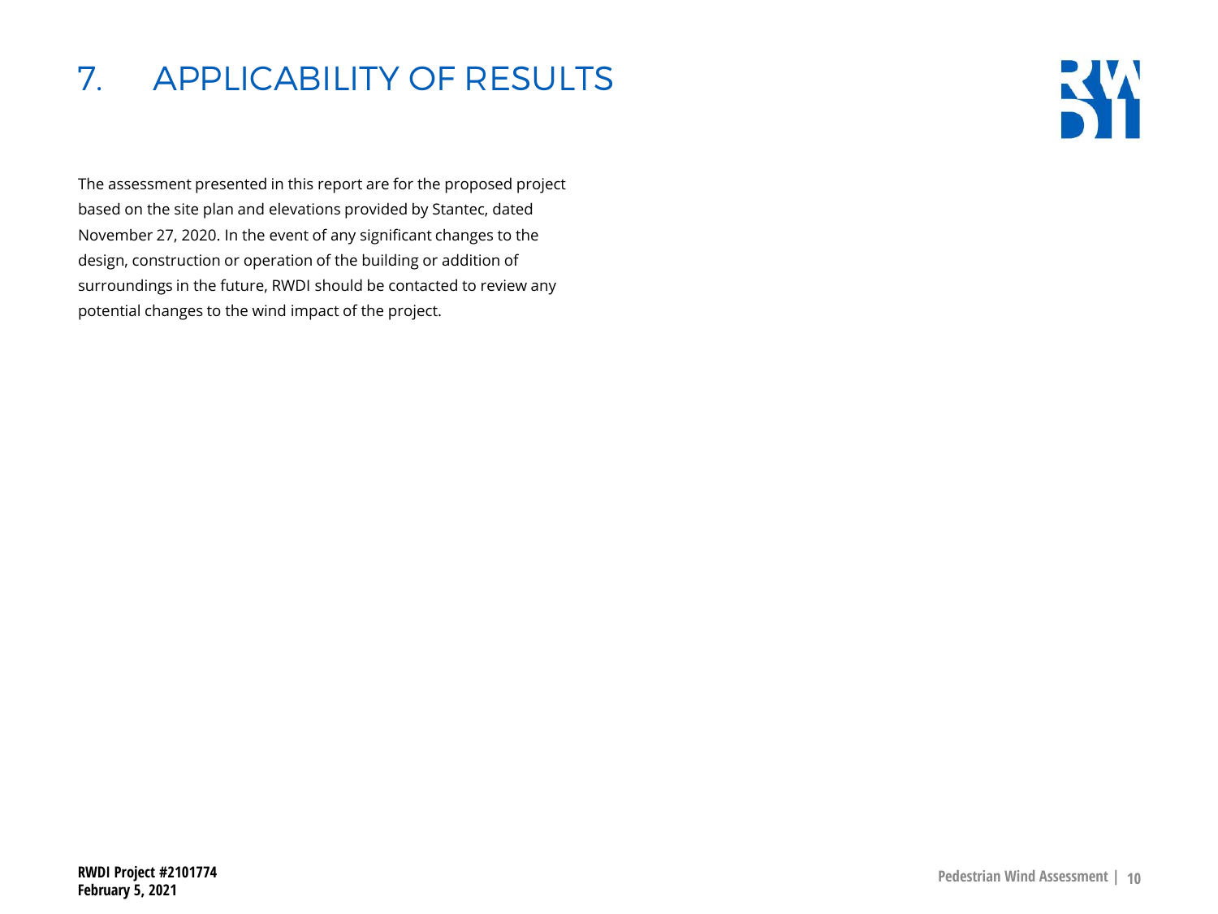# 7. APPLICABILITY OF RESULTS

The assessment presented in this report are for the proposed project based on the site plan and elevations provided by Stantec, dated November 27, 2020. In the event of any significant changes to the design, construction or operation of the building or addition of surroundings in the future, RWDI should be contacted to review any potential changes to the wind impact of the project.